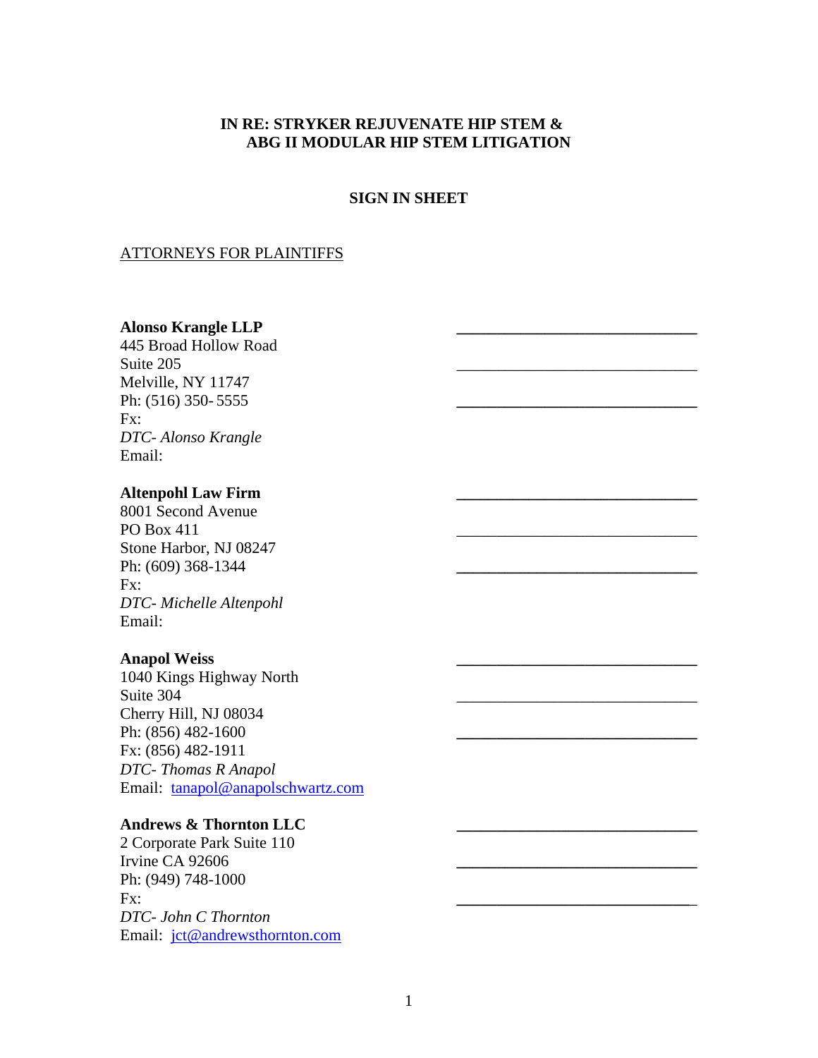**IN RE: STRYKER REJUVENATE HIP STEM & ABG II MODULAR HIP STEM LITIGATION**

**SIGN IN SHEET**

ATTORNEYS FOR PLAINTIFFS

**Alonso Krangle LLP**
445 Broad Hollow Road
Suite 205
Melville, NY 11747
Ph: (516) 350- 5555
Fx:
*DTC- Alonso Krangle*
Email:

______________________________

______________________________

______________________________

**Altenpohl Law Firm**
8001 Second Avenue
PO Box 411
Stone Harbor, NJ 08247
Ph: (609) 368-1344
Fx:
*DTC- Michelle Altenpohl*
Email:

______________________________

______________________________

______________________________

**Anapol Weiss**
1040 Kings Highway North
Suite 304
Cherry Hill, NJ 08034
Ph: (856) 482-1600
Fx: (856) 482-1911
*DTC- Thomas R Anapol*
Email: tanapol@anapolschwartz.com

______________________________

______________________________

______________________________

**Andrews & Thornton LLC**
2 Corporate Park Suite 110
Irvine CA 92606
Ph: (949) 748-1000
Fx:
*DTC- John C Thornton*
Email: jct@andrewsthornton.com

______________________________

______________________________

______________________________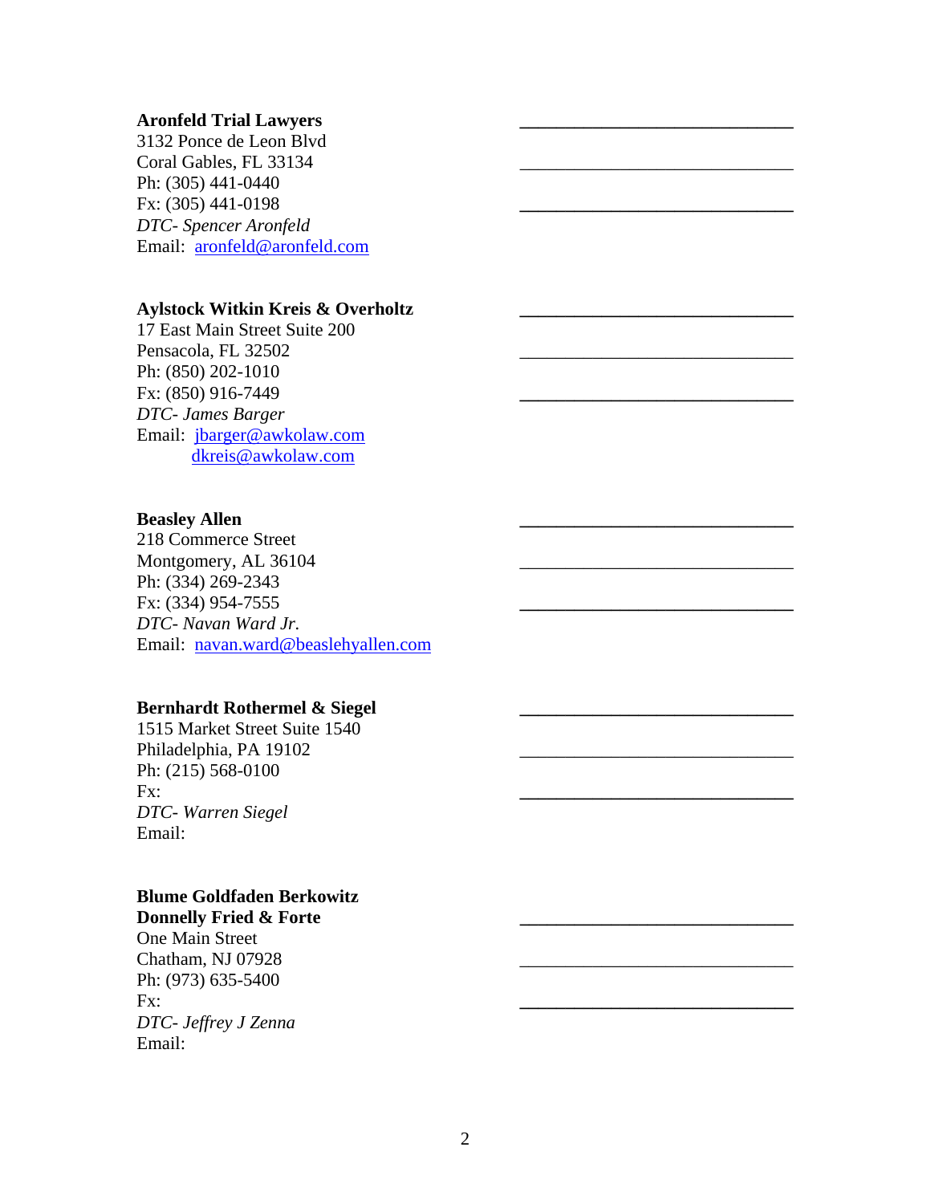**Aronfeld Trial Lawyers**
3132 Ponce de Leon Blvd
Coral Gables, FL 33134
Ph: (305) 441-0440
Fx: (305) 441-0198
*DTC- Spencer Aronfeld*
Email: aronfeld@aronfeld.com

______________________________

______________________________

______________________________

**Aylstock Witkin Kreis & Overholtz**
17 East Main Street Suite 200
Pensacola, FL 32502
Ph: (850) 202-1010
Fx: (850) 916-7449
*DTC- James Barger*
Email: jbarger@awkolaw.com
dkreis@awkolaw.com

______________________________

______________________________

______________________________

**Beasley Allen**
218 Commerce Street
Montgomery, AL 36104
Ph: (334) 269-2343
Fx: (334) 954-7555
*DTC- Navan Ward Jr.*
Email: navan.ward@beaslehyallen.com

______________________________

______________________________

______________________________

**Bernhardt Rothermel & Siegel**
1515 Market Street Suite 1540
Philadelphia, PA 19102
Ph: (215) 568-0100
Fx:
*DTC- Warren Siegel*
Email:

______________________________

______________________________

______________________________

**Blume Goldfaden Berkowitz**
**Donnelly Fried & Forte**
One Main Street
Chatham, NJ 07928
Ph: (973) 635-5400
Fx:
*DTC- Jeffrey J Zenna*
Email:

______________________________

______________________________

______________________________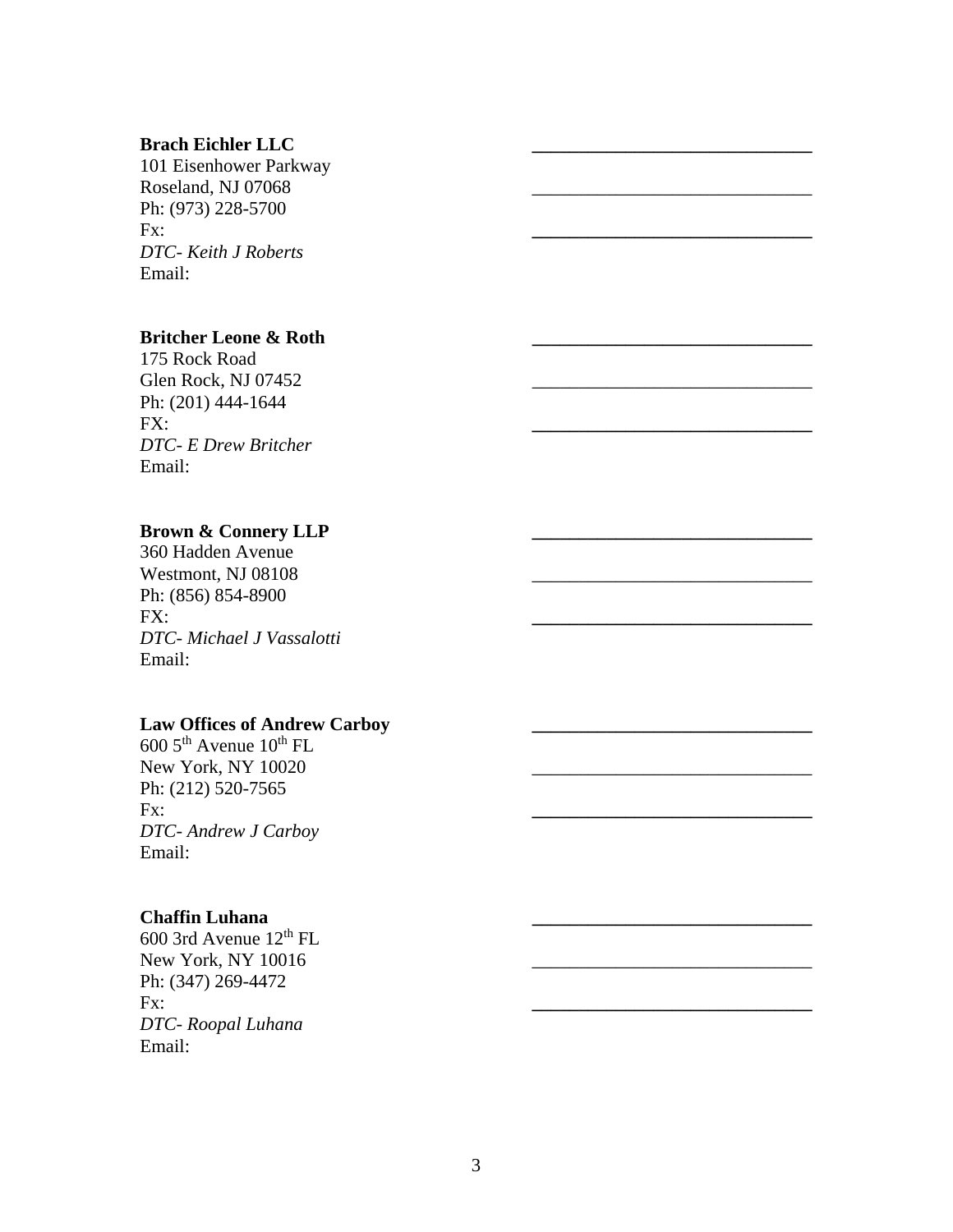**Brach Eichler LLC**
101 Eisenhower Parkway
Roseland, NJ 07068
Ph: (973) 228-5700
Fx:
*DTC- Keith J Roberts*
Email:

______________________________
______________________________
______________________________

**Britcher Leone & Roth**
175 Rock Road
Glen Rock, NJ 07452
Ph: (201) 444-1644
FX:
*DTC- E Drew Britcher*
Email:

______________________________
______________________________
______________________________

**Brown & Connery LLP**
360 Hadden Avenue
Westmont, NJ 08108
Ph: (856) 854-8900
FX:
*DTC- Michael J Vassalotti*
Email:

______________________________
______________________________
______________________________

**Law Offices of Andrew Carboy**
600 5th Avenue 10th FL
New York, NY 10020
Ph: (212) 520-7565
Fx:
*DTC- Andrew J Carboy*
Email:

______________________________
______________________________
______________________________

**Chaffin Luhana**
600 3rd Avenue 12th FL
New York, NY 10016
Ph: (347) 269-4472
Fx:
*DTC- Roopal Luhana*
Email:

______________________________
______________________________
______________________________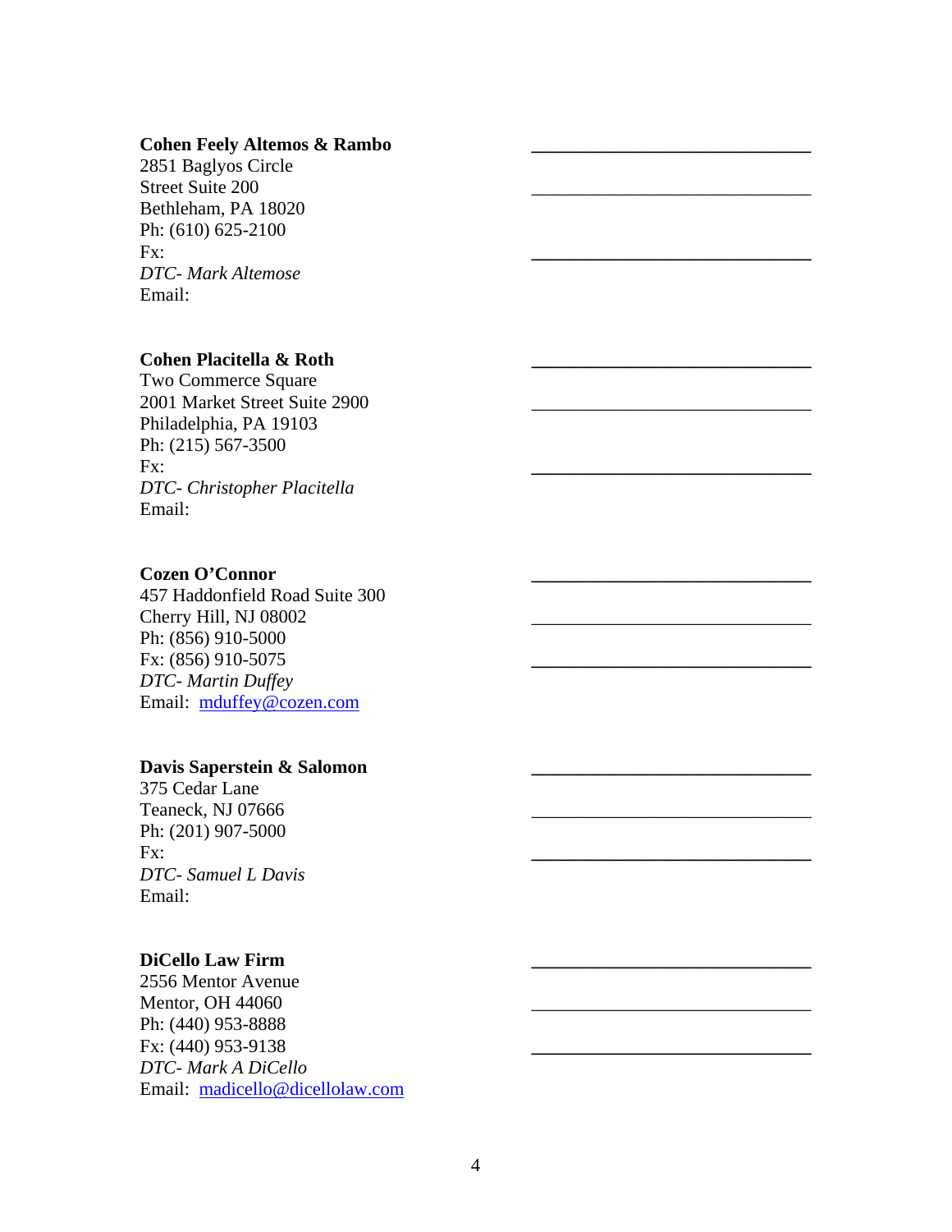**Cohen Feely Altemos & Rambo**
2851 Baglyos Circle
Street Suite 200
Bethleham, PA 18020
Ph: (610) 625-2100
Fx:
*DTC- Mark Altemose*
Email:

______________________________

______________________________

______________________________

**Cohen Placitella & Roth**
Two Commerce Square
2001 Market Street Suite 2900
Philadelphia, PA 19103
Ph: (215) 567-3500
Fx:
*DTC- Christopher Placitella*
Email:

______________________________

______________________________

______________________________

**Cozen O'Connor**
457 Haddonfield Road Suite 300
Cherry Hill, NJ 08002
Ph: (856) 910-5000
Fx: (856) 910-5075
*DTC- Martin Duffey*
Email: mduffey@cozen.com

______________________________

______________________________

______________________________

**Davis Saperstein & Salomon**
375 Cedar Lane
Teaneck, NJ 07666
Ph: (201) 907-5000
Fx:
*DTC- Samuel L Davis*
Email:

______________________________

______________________________

______________________________

**DiCello Law Firm**
2556 Mentor Avenue
Mentor, OH 44060
Ph: (440) 953-8888
Fx: (440) 953-9138
*DTC- Mark A DiCello*
Email: madicello@dicellolaw.com

______________________________

______________________________

______________________________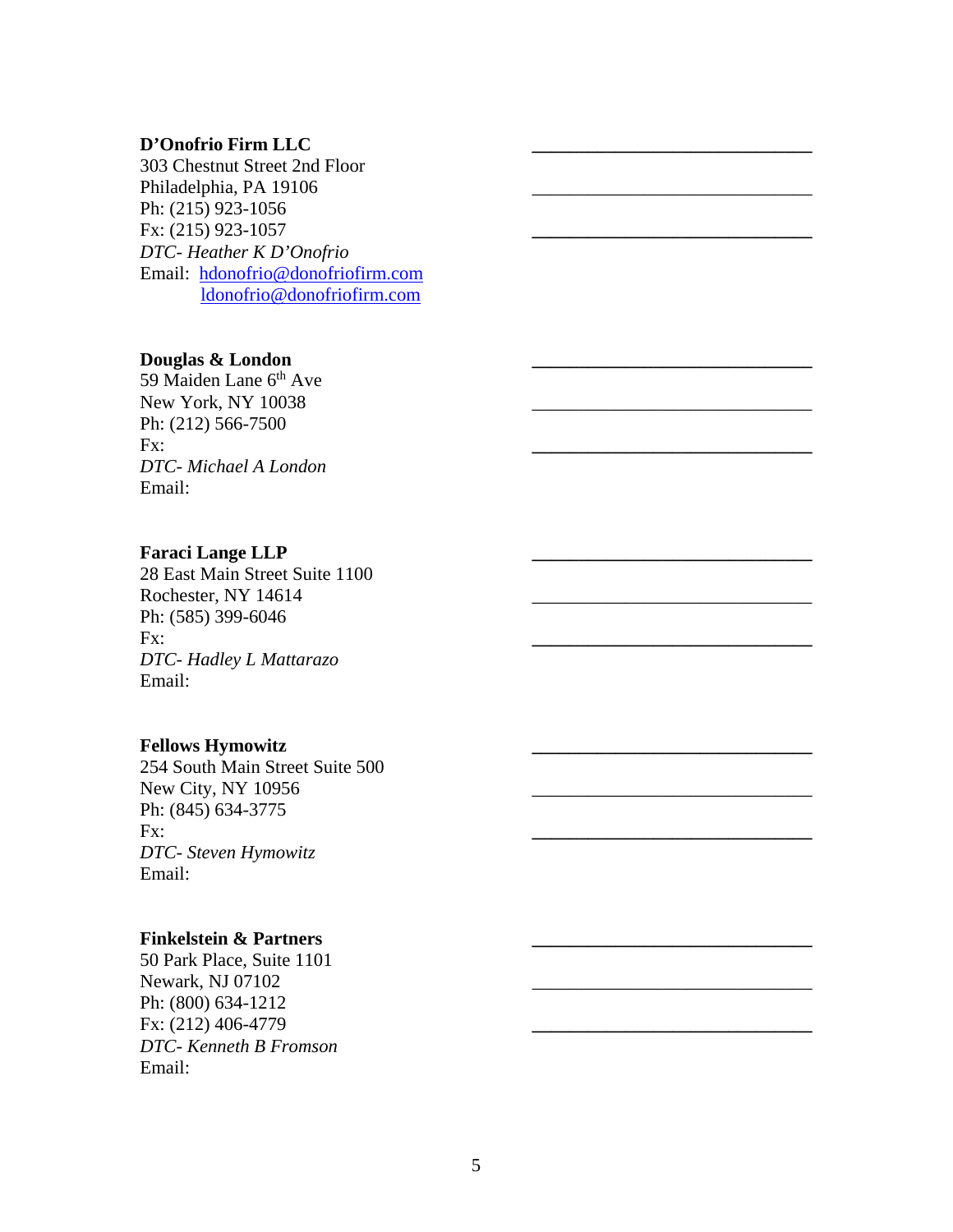**D'Onofrio Firm LLC**
303 Chestnut Street 2nd Floor
Philadelphia, PA 19106
Ph: (215) 923-1056
Fx: (215) 923-1057
*DTC- Heather K D'Onofrio*
Email: hdonofrio@donofriofirm.com
ldonofrio@donofriofirm.com

______________________________

______________________________

______________________________

**Douglas & London**
59 Maiden Lane 6th Ave
New York, NY 10038
Ph: (212) 566-7500
Fx:
*DTC- Michael A London*
Email:

______________________________

______________________________

______________________________

**Faraci Lange LLP**
28 East Main Street Suite 1100
Rochester, NY 14614
Ph: (585) 399-6046
Fx:
*DTC- Hadley L Mattarazo*
Email:

______________________________

______________________________

______________________________

**Fellows Hymowitz**
254 South Main Street Suite 500
New City, NY 10956
Ph: (845) 634-3775
Fx:
*DTC- Steven Hymowitz*
Email:

______________________________

______________________________

______________________________

**Finkelstein & Partners**
50 Park Place, Suite 1101
Newark, NJ 07102
Ph: (800) 634-1212
Fx: (212) 406-4779
*DTC- Kenneth B Fromson*
Email:

______________________________

______________________________

______________________________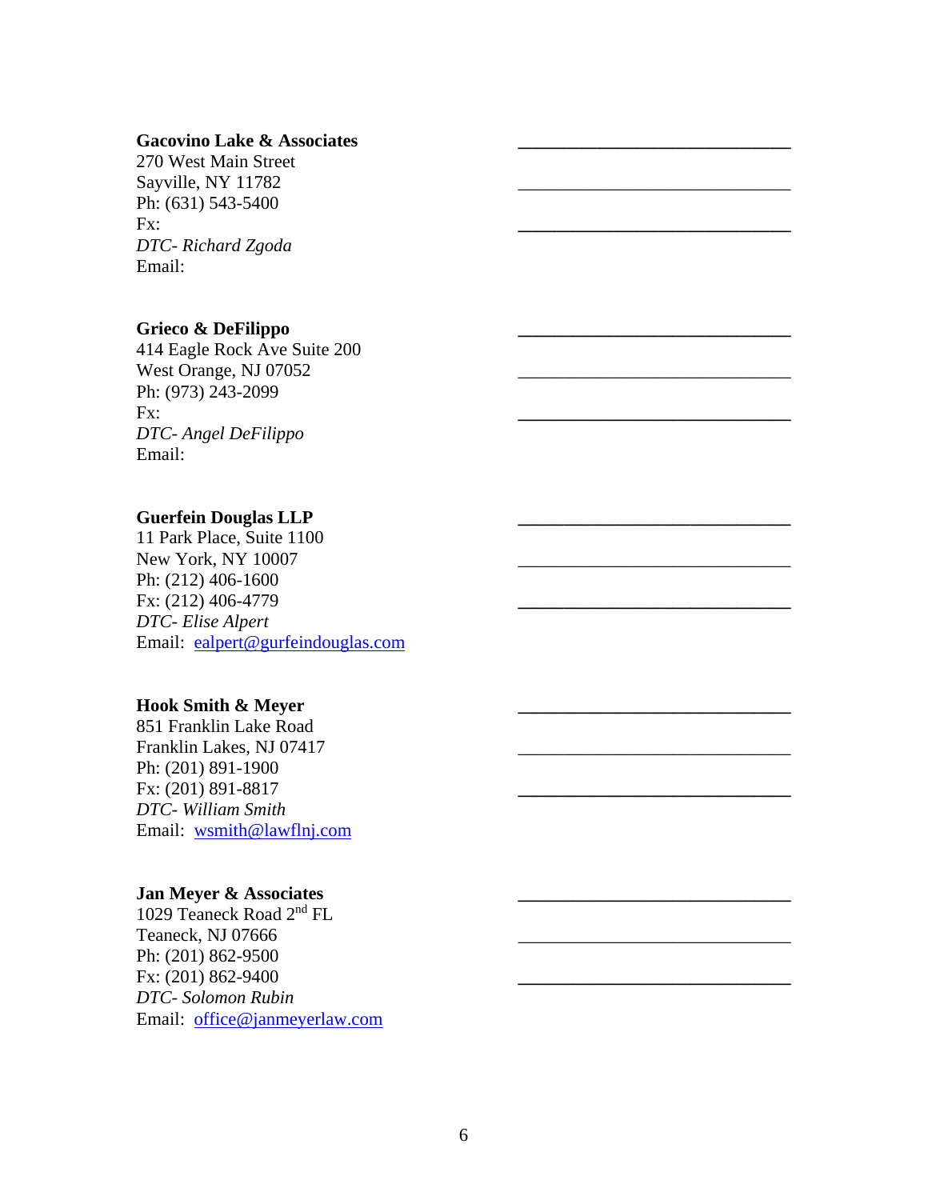**Gacovino Lake & Associates**
270 West Main Street
Sayville, NY 11782
Ph: (631) 543-5400
Fx:
*DTC- Richard Zgoda*
Email:

**Grieco & DeFilippo**
414 Eagle Rock Ave Suite 200
West Orange, NJ 07052
Ph: (973) 243-2099
Fx:
*DTC- Angel DeFilippo*
Email:

**Guerfein Douglas LLP**
11 Park Place, Suite 1100
New York, NY 10007
Ph: (212) 406-1600
Fx: (212) 406-4779
*DTC- Elise Alpert*
Email: ealpert@gurfeindouglas.com

**Hook Smith & Meyer**
851 Franklin Lake Road
Franklin Lakes, NJ 07417
Ph: (201) 891-1900
Fx: (201) 891-8817
*DTC- William Smith*
Email: wsmith@lawflnj.com

**Jan Meyer & Associates**
1029 Teaneck Road 2nd FL
Teaneck, NJ 07666
Ph: (201) 862-9500
Fx: (201) 862-9400
*DTC- Solomon Rubin*
Email: office@janmeyerlaw.com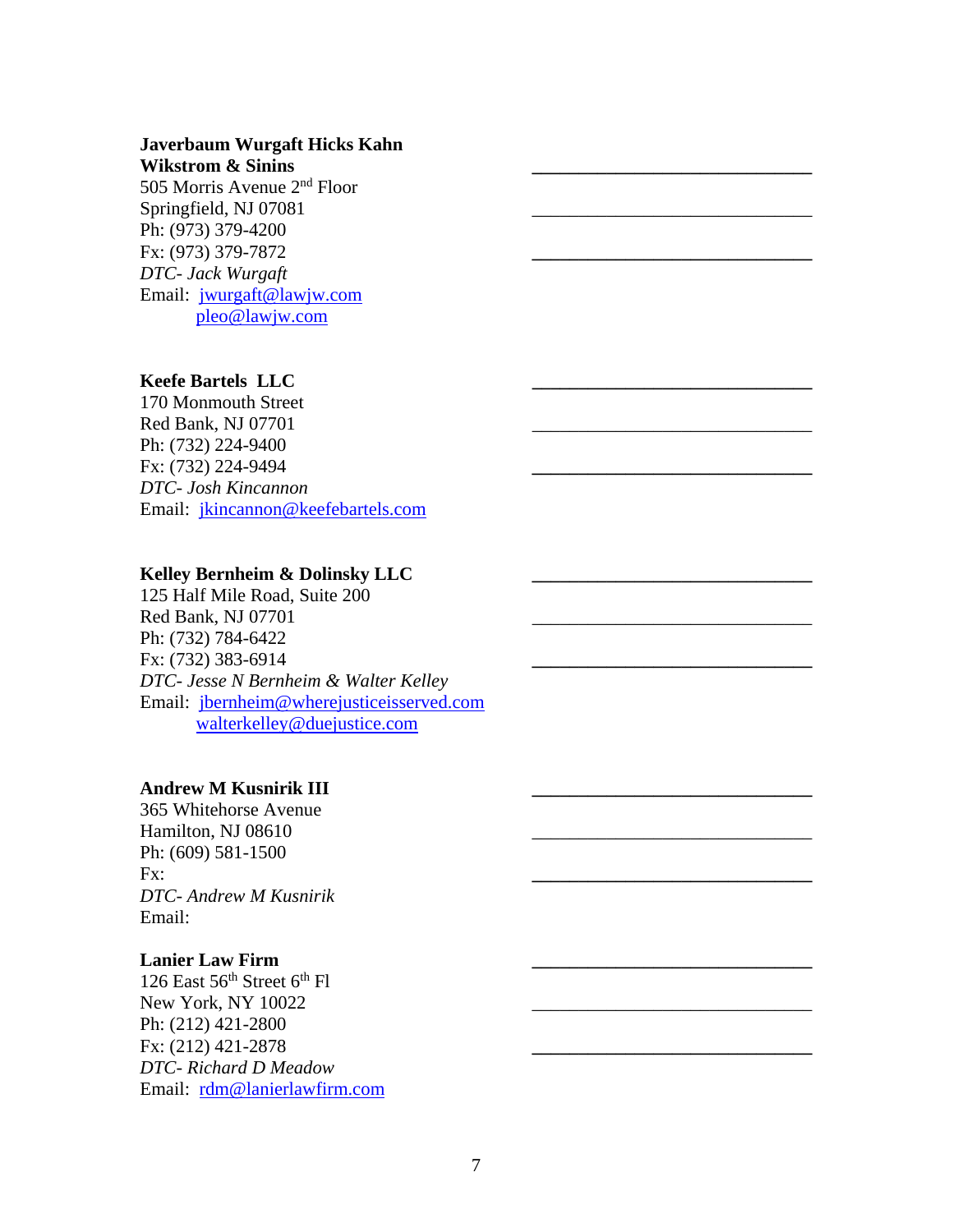**Javerbaum Wurgaft Hicks Kahn Wikstrom & Sinins** \_\_\_\_\_\_\_\_\_\_\_\_\_\_\_\_\_\_\_\_\_\_\_\_\_\_\_\_
505 Morris Avenue 2nd Floor
Springfield, NJ 07081 \_\_\_\_\_\_\_\_\_\_\_\_\_\_\_\_\_\_\_\_\_\_\_\_\_\_\_\_
Ph: (973) 379-4200
Fx: (973) 379-7872 \_\_\_\_\_\_\_\_\_\_\_\_\_\_\_\_\_\_\_\_\_\_\_\_\_\_\_\_
*DTC- Jack Wurgaft*
Email: jwurgaft@lawjw.com
pleo@lawjw.com

**Keefe Bartels LLC** \_\_\_\_\_\_\_\_\_\_\_\_\_\_\_\_\_\_\_\_\_\_\_\_\_\_\_\_
170 Monmouth Street
Red Bank, NJ 07701 \_\_\_\_\_\_\_\_\_\_\_\_\_\_\_\_\_\_\_\_\_\_\_\_\_\_\_\_
Ph: (732) 224-9400
Fx: (732) 224-9494 \_\_\_\_\_\_\_\_\_\_\_\_\_\_\_\_\_\_\_\_\_\_\_\_\_\_\_\_
*DTC- Josh Kincannon*
Email: jkincannon@keefebartels.com

**Kelley Bernheim & Dolinsky LLC** \_\_\_\_\_\_\_\_\_\_\_\_\_\_\_\_\_\_\_\_\_\_\_\_\_\_\_\_
125 Half Mile Road, Suite 200
Red Bank, NJ 07701 \_\_\_\_\_\_\_\_\_\_\_\_\_\_\_\_\_\_\_\_\_\_\_\_\_\_\_\_
Ph: (732) 784-6422
Fx: (732) 383-6914 \_\_\_\_\_\_\_\_\_\_\_\_\_\_\_\_\_\_\_\_\_\_\_\_\_\_\_\_
*DTC- Jesse N Bernheim & Walter Kelley*
Email: jbernheim@wherejusticeisserved.com
walterkelley@duejustice.com

**Andrew M Kusnirik III** \_\_\_\_\_\_\_\_\_\_\_\_\_\_\_\_\_\_\_\_\_\_\_\_\_\_\_\_
365 Whitehorse Avenue
Hamilton, NJ 08610 \_\_\_\_\_\_\_\_\_\_\_\_\_\_\_\_\_\_\_\_\_\_\_\_\_\_\_\_
Ph: (609) 581-1500
Fx: \_\_\_\_\_\_\_\_\_\_\_\_\_\_\_\_\_\_\_\_\_\_\_\_\_\_\_\_
*DTC- Andrew M Kusnirik*
Email:

**Lanier Law Firm** \_\_\_\_\_\_\_\_\_\_\_\_\_\_\_\_\_\_\_\_\_\_\_\_\_\_\_\_
126 East 56th Street 6th Fl
New York, NY 10022 \_\_\_\_\_\_\_\_\_\_\_\_\_\_\_\_\_\_\_\_\_\_\_\_\_\_\_\_
Ph: (212) 421-2800
Fx: (212) 421-2878 \_\_\_\_\_\_\_\_\_\_\_\_\_\_\_\_\_\_\_\_\_\_\_\_\_\_\_\_
*DTC- Richard D Meadow*
Email: rdm@lanierlawfirm.com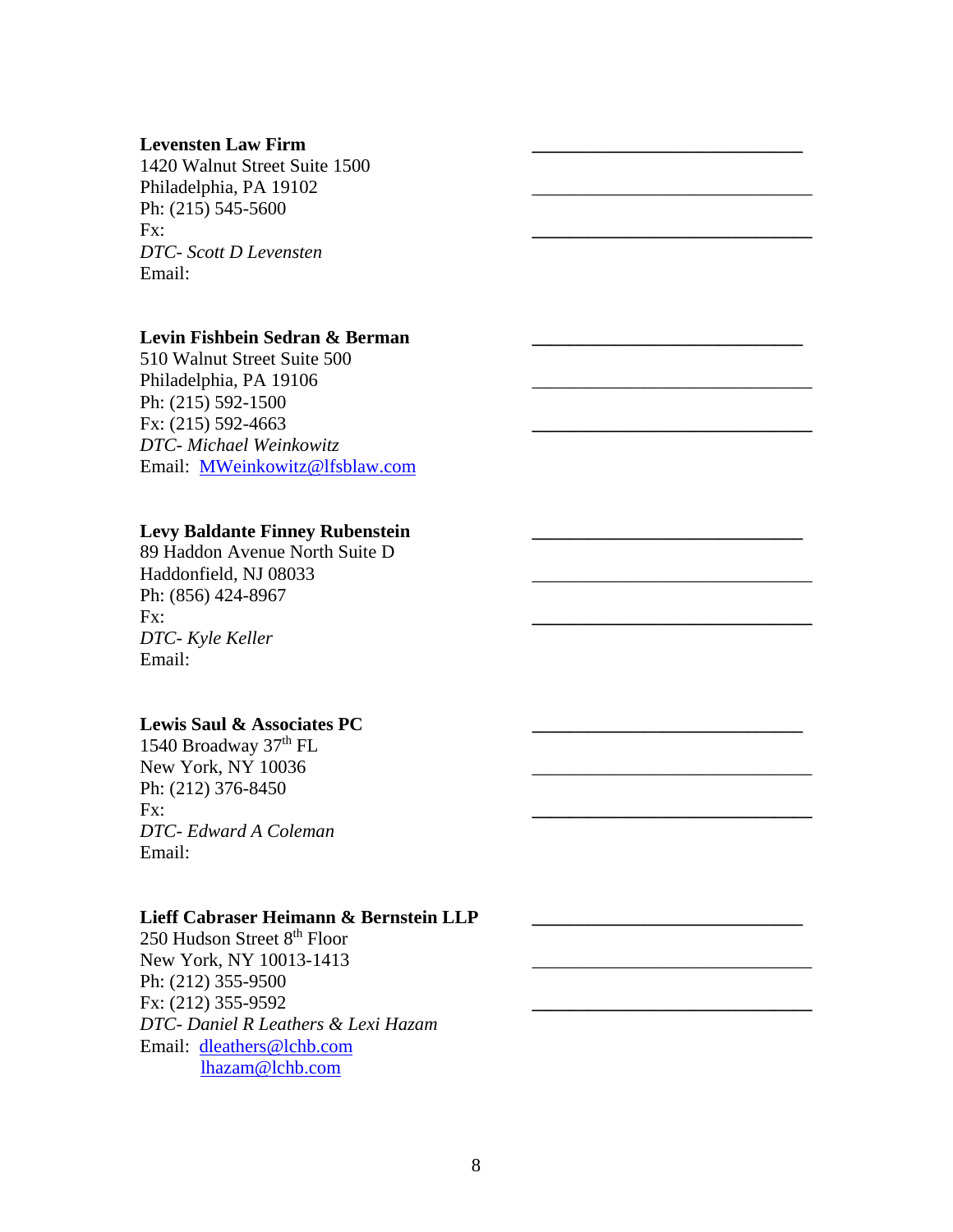**Levensten Law Firm** \_\_\_\_\_\_\_\_\_\_\_\_\_\_\_\_\_\_\_\_\_\_\_\_\_\_\_\_  
1420 Walnut Street Suite 1500  
Philadelphia, PA 19102 \_\_\_\_\_\_\_\_\_\_\_\_\_\_\_\_\_\_\_\_\_\_\_\_\_\_\_\_  
Ph: (215) 545-5600  
Fx: \_\_\_\_\_\_\_\_\_\_\_\_\_\_\_\_\_\_\_\_\_\_\_\_\_\_\_\_  
*DTC- Scott D Levensten*  
Email:

**Levin Fishbein Sedran & Berman** \_\_\_\_\_\_\_\_\_\_\_\_\_\_\_\_\_\_\_\_\_\_\_\_\_\_\_\_  
510 Walnut Street Suite 500  
Philadelphia, PA 19106 \_\_\_\_\_\_\_\_\_\_\_\_\_\_\_\_\_\_\_\_\_\_\_\_\_\_\_\_  
Ph: (215) 592-1500  
Fx: (215) 592-4663 \_\_\_\_\_\_\_\_\_\_\_\_\_\_\_\_\_\_\_\_\_\_\_\_\_\_\_\_  
*DTC- Michael Weinkowitz*  
Email: MWeinkowitz@lfsblaw.com

**Levy Baldante Finney Rubenstein** \_\_\_\_\_\_\_\_\_\_\_\_\_\_\_\_\_\_\_\_\_\_\_\_\_\_\_\_  
89 Haddon Avenue North Suite D  
Haddonfield, NJ 08033 \_\_\_\_\_\_\_\_\_\_\_\_\_\_\_\_\_\_\_\_\_\_\_\_\_\_\_\_  
Ph: (856) 424-8967  
Fx: \_\_\_\_\_\_\_\_\_\_\_\_\_\_\_\_\_\_\_\_\_\_\_\_\_\_\_\_  
*DTC- Kyle Keller*  
Email:

**Lewis Saul & Associates PC** \_\_\_\_\_\_\_\_\_\_\_\_\_\_\_\_\_\_\_\_\_\_\_\_\_\_\_\_  
1540 Broadway 37th FL  
New York, NY 10036 \_\_\_\_\_\_\_\_\_\_\_\_\_\_\_\_\_\_\_\_\_\_\_\_\_\_\_\_  
Ph: (212) 376-8450  
Fx: \_\_\_\_\_\_\_\_\_\_\_\_\_\_\_\_\_\_\_\_\_\_\_\_\_\_\_\_  
*DTC- Edward A Coleman*  
Email:

**Lieff Cabraser Heimann & Bernstein LLP** \_\_\_\_\_\_\_\_\_\_\_\_\_\_\_\_\_\_\_\_\_\_\_\_\_\_\_\_  
250 Hudson Street 8th Floor  
New York, NY 10013-1413 \_\_\_\_\_\_\_\_\_\_\_\_\_\_\_\_\_\_\_\_\_\_\_\_\_\_\_\_  
Ph: (212) 355-9500  
Fx: (212) 355-9592 \_\_\_\_\_\_\_\_\_\_\_\_\_\_\_\_\_\_\_\_\_\_\_\_\_\_\_\_  
*DTC- Daniel R Leathers & Lexi Hazam*  
Email: dleathers@lchb.com  
lhazam@lchb.com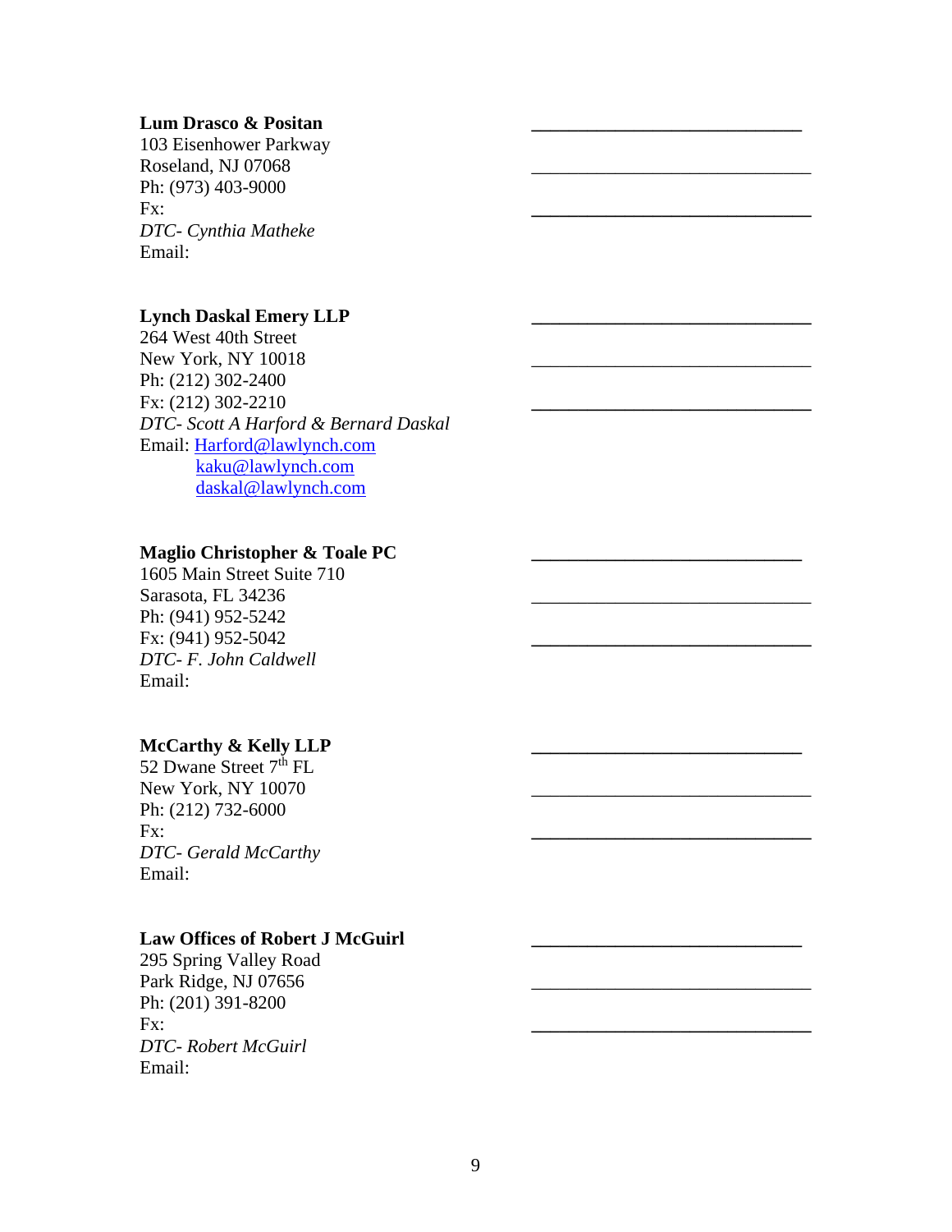**Lum Drasco & Positan**
103 Eisenhower Parkway
Roseland, NJ 07068
Ph: (973) 403-9000
Fx:
*DTC- Cynthia Matheke*
Email:

**Lynch Daskal Emery LLP**
264 West 40th Street
New York, NY 10018
Ph: (212) 302-2400
Fx: (212) 302-2210
*DTC- Scott A Harford & Bernard Daskal*
Email: Harford@lawlynch.com
kaku@lawlynch.com
daskal@lawlynch.com

**Maglio Christopher & Toale PC**
1605 Main Street Suite 710
Sarasota, FL 34236
Ph: (941) 952-5242
Fx: (941) 952-5042
*DTC- F. John Caldwell*
Email:

**McCarthy & Kelly LLP**
52 Dwane Street 7th FL
New York, NY 10070
Ph: (212) 732-6000
Fx:
*DTC- Gerald McCarthy*
Email:

**Law Offices of Robert J McGuirl**
295 Spring Valley Road
Park Ridge, NJ 07656
Ph: (201) 391-8200
Fx:
*DTC- Robert McGuirl*
Email: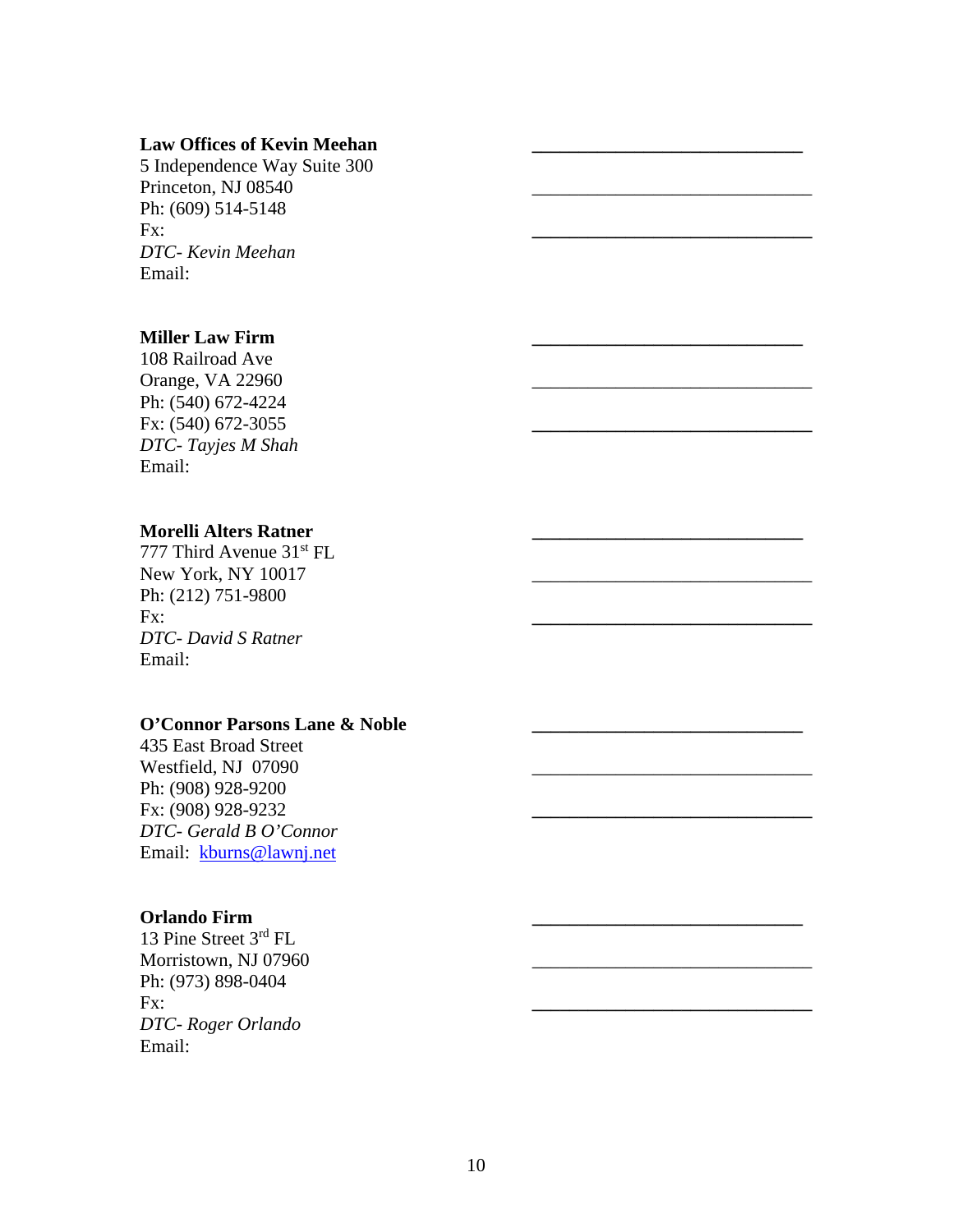**Law Offices of Kevin Meehan**
5 Independence Way Suite 300
Princeton, NJ 08540
Ph: (609) 514-5148
Fx:
*DTC- Kevin Meehan*
Email:

______________________________

______________________________

______________________________

**Miller Law Firm**
108 Railroad Ave
Orange, VA 22960
Ph: (540) 672-4224
Fx: (540) 672-3055
*DTC- Tayjes M Shah*
Email:

______________________________

______________________________

______________________________

**Morelli Alters Ratner**
777 Third Avenue 31st FL
New York, NY 10017
Ph: (212) 751-9800
Fx:
*DTC- David S Ratner*
Email:

______________________________

______________________________

______________________________

**O'Connor Parsons Lane & Noble**
435 East Broad Street
Westfield, NJ  07090
Ph: (908) 928-9200
Fx: (908) 928-9232
*DTC- Gerald B O'Connor*
Email: kburns@lawnj.net

______________________________

______________________________

______________________________

**Orlando Firm**
13 Pine Street 3rd FL
Morristown, NJ 07960
Ph: (973) 898-0404
Fx:
*DTC- Roger Orlando*
Email:

______________________________

______________________________

______________________________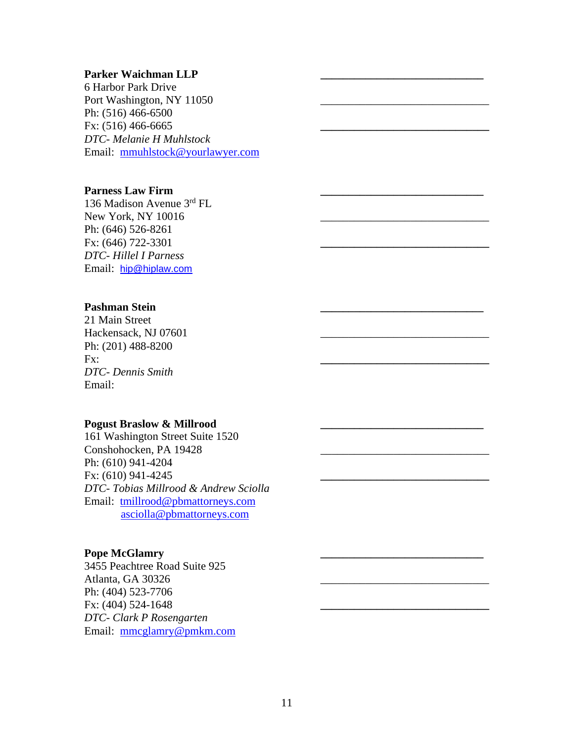**Parker Waichman LLP**
6 Harbor Park Drive
Port Washington, NY 11050
Ph: (516) 466-6500
Fx: (516) 466-6665
*DTC- Melanie H Muhlstock*
Email: mmuhlstock@yourlawyer.com

______________________________

______________________________

______________________________

**Parness Law Firm**
136 Madison Avenue 3rd FL
New York, NY 10016
Ph: (646) 526-8261
Fx: (646) 722-3301
*DTC- Hillel I Parness*
Email: hip@hiplaw.com

______________________________

______________________________

______________________________

**Pashman Stein**
21 Main Street
Hackensack, NJ 07601
Ph: (201) 488-8200
Fx:
*DTC- Dennis Smith*
Email:

______________________________

______________________________

______________________________

**Pogust Braslow & Millrood**
161 Washington Street Suite 1520
Conshohocken, PA 19428
Ph: (610) 941-4204
Fx: (610) 941-4245
*DTC- Tobias Millrood & Andrew Sciolla*
Email: tmillrood@pbmattorneys.com
asciolla@pbmattorneys.com

______________________________

______________________________

______________________________

**Pope McGlamry**
3455 Peachtree Road Suite 925
Atlanta, GA 30326
Ph: (404) 523-7706
Fx: (404) 524-1648
*DTC- Clark P Rosengarten*
Email: mmcglamry@pmkm.com

______________________________

______________________________

______________________________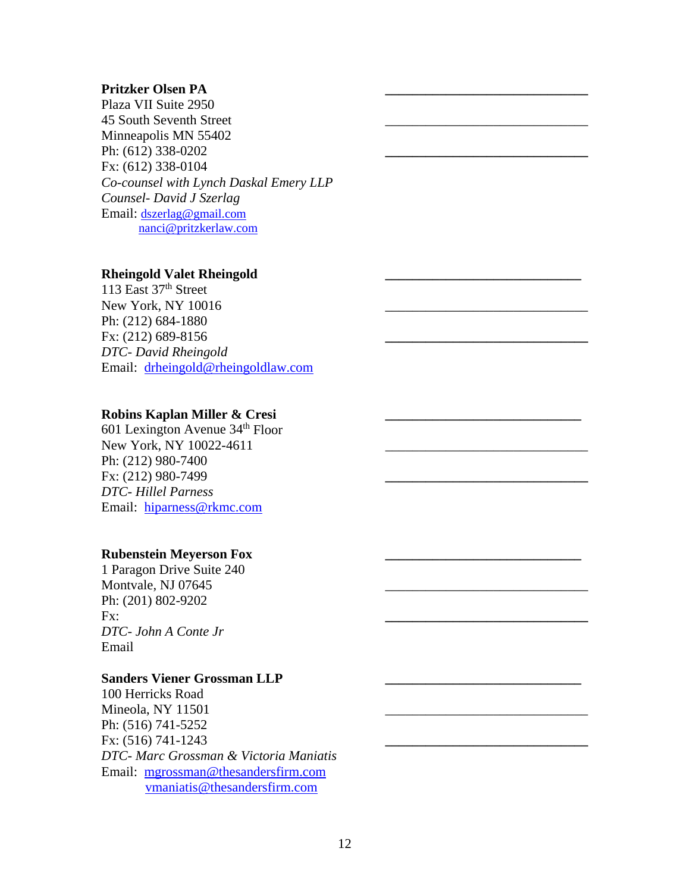**Pritzker Olsen PA**
Plaza VII Suite 2950
45 South Seventh Street
Minneapolis MN 55402
Ph: (612) 338-0202
Fx: (612) 338-0104
*Co-counsel with Lynch Daskal Emery LLP*
*Counsel- David J Szerlag*
Email: dszerlag@gmail.com
nanci@pritzkerlaw.com

**Rheingold Valet Rheingold**
113 East 37th Street
New York, NY 10016
Ph: (212) 684-1880
Fx: (212) 689-8156
*DTC- David Rheingold*
Email: drheingold@rheingoldlaw.com

**Robins Kaplan Miller & Cresi**
601 Lexington Avenue 34th Floor
New York, NY 10022-4611
Ph: (212) 980-7400
Fx: (212) 980-7499
*DTC- Hillel Parness*
Email: hiparness@rkmc.com

**Rubenstein Meyerson Fox**
1 Paragon Drive Suite 240
Montvale, NJ 07645
Ph: (201) 802-9202
Fx:
*DTC- John A Conte Jr*
Email

**Sanders Viener Grossman LLP**
100 Herricks Road
Mineola, NY 11501
Ph: (516) 741-5252
Fx: (516) 741-1243
*DTC- Marc Grossman & Victoria Maniatis*
Email: mgrossman@thesandersfirm.com
vmaniatis@thesandersfirm.com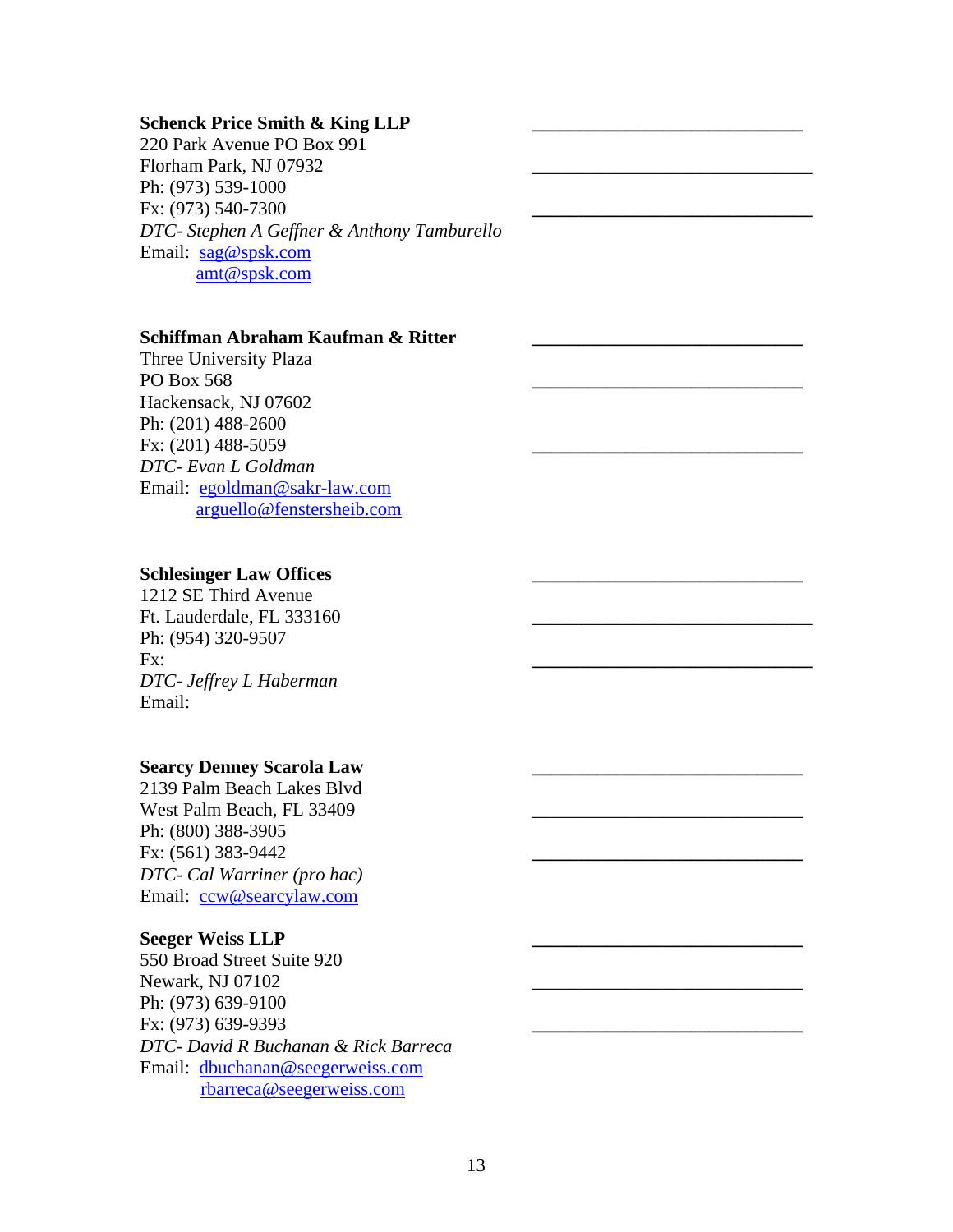**Schenck Price Smith & King LLP**
220 Park Avenue PO Box 991
Florham Park, NJ 07932
Ph: (973) 539-1000
Fx: (973) 540-7300
*DTC- Stephen A Geffner & Anthony Tamburello*
Email: sag@spsk.com
amt@spsk.com

**Schiffman Abraham Kaufman & Ritter**
Three University Plaza
PO Box 568
Hackensack, NJ 07602
Ph: (201) 488-2600
Fx: (201) 488-5059
*DTC- Evan L Goldman*
Email: egoldman@sakr-law.com
arguello@fenstersheib.com

**Schlesinger Law Offices**
1212 SE Third Avenue
Ft. Lauderdale, FL 333160
Ph: (954) 320-9507
Fx:
*DTC- Jeffrey L Haberman*
Email:

**Searcy Denney Scarola Law**
2139 Palm Beach Lakes Blvd
West Palm Beach, FL 33409
Ph: (800) 388-3905
Fx: (561) 383-9442
*DTC- Cal Warriner (pro hac)*
Email: ccw@searcylaw.com

**Seeger Weiss LLP**
550 Broad Street Suite 920
Newark, NJ 07102
Ph: (973) 639-9100
Fx: (973) 639-9393
*DTC- David R Buchanan & Rick Barreca*
Email: dbuchanan@seegerweiss.com
rbarreca@seegerweiss.com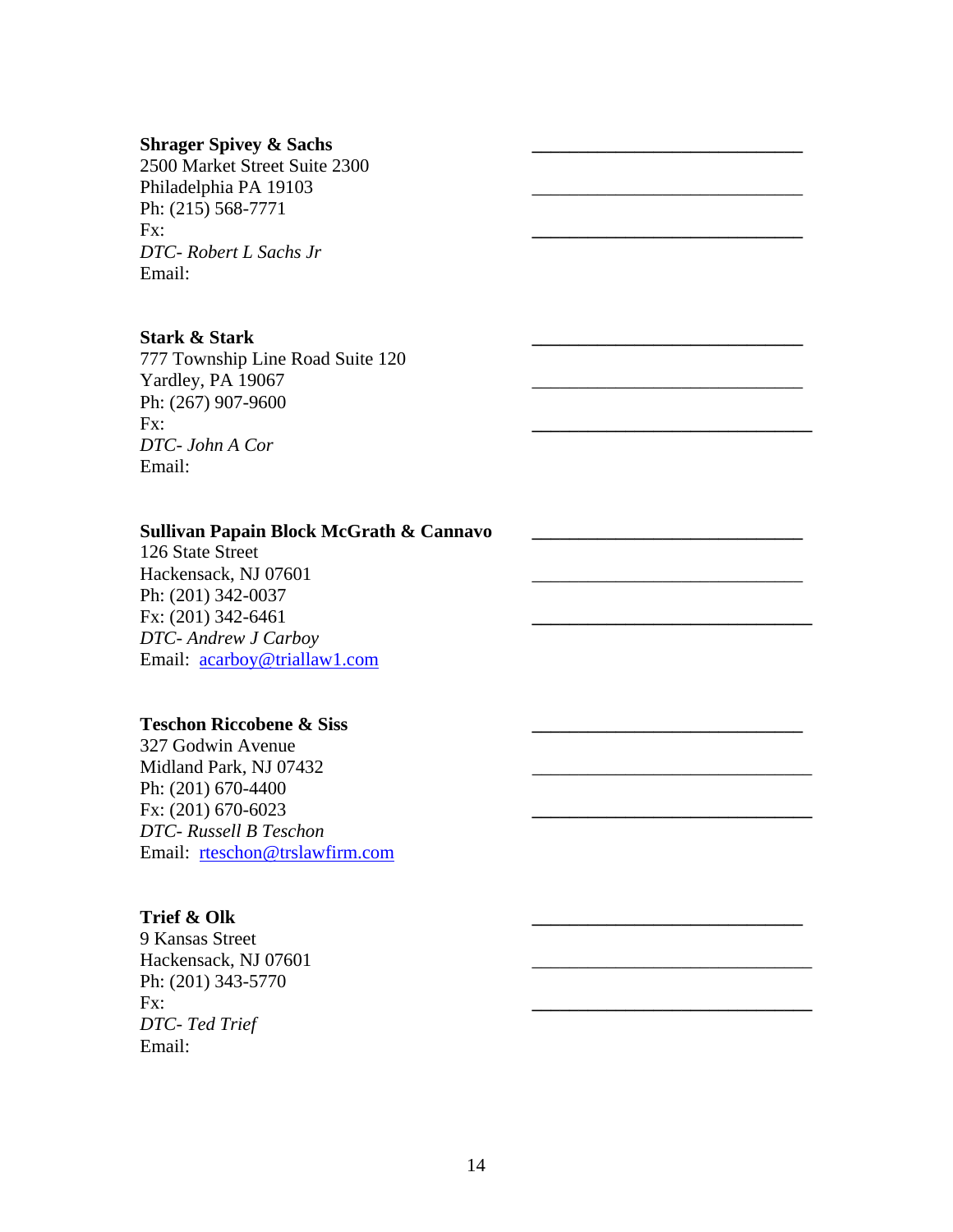**Shrager Spivey & Sachs**
2500 Market Street Suite 2300
Philadelphia PA 19103
Ph: (215) 568-7771
Fx:
*DTC- Robert L Sachs Jr*
Email:

**Stark & Stark**
777 Township Line Road Suite 120
Yardley, PA 19067
Ph: (267) 907-9600
Fx:
*DTC- John A Cor*
Email:

**Sullivan Papain Block McGrath & Cannavo**
126 State Street
Hackensack, NJ 07601
Ph: (201) 342-0037
Fx: (201) 342-6461
*DTC- Andrew J Carboy*
Email: acarboy@triallaw1.com

**Teschon Riccobene & Siss**
327 Godwin Avenue
Midland Park, NJ 07432
Ph: (201) 670-4400
Fx: (201) 670-6023
*DTC- Russell B Teschon*
Email: rteschon@trslawfirm.com

**Trief & Olk**
9 Kansas Street
Hackensack, NJ 07601
Ph: (201) 343-5770
Fx:
*DTC- Ted Trief*
Email: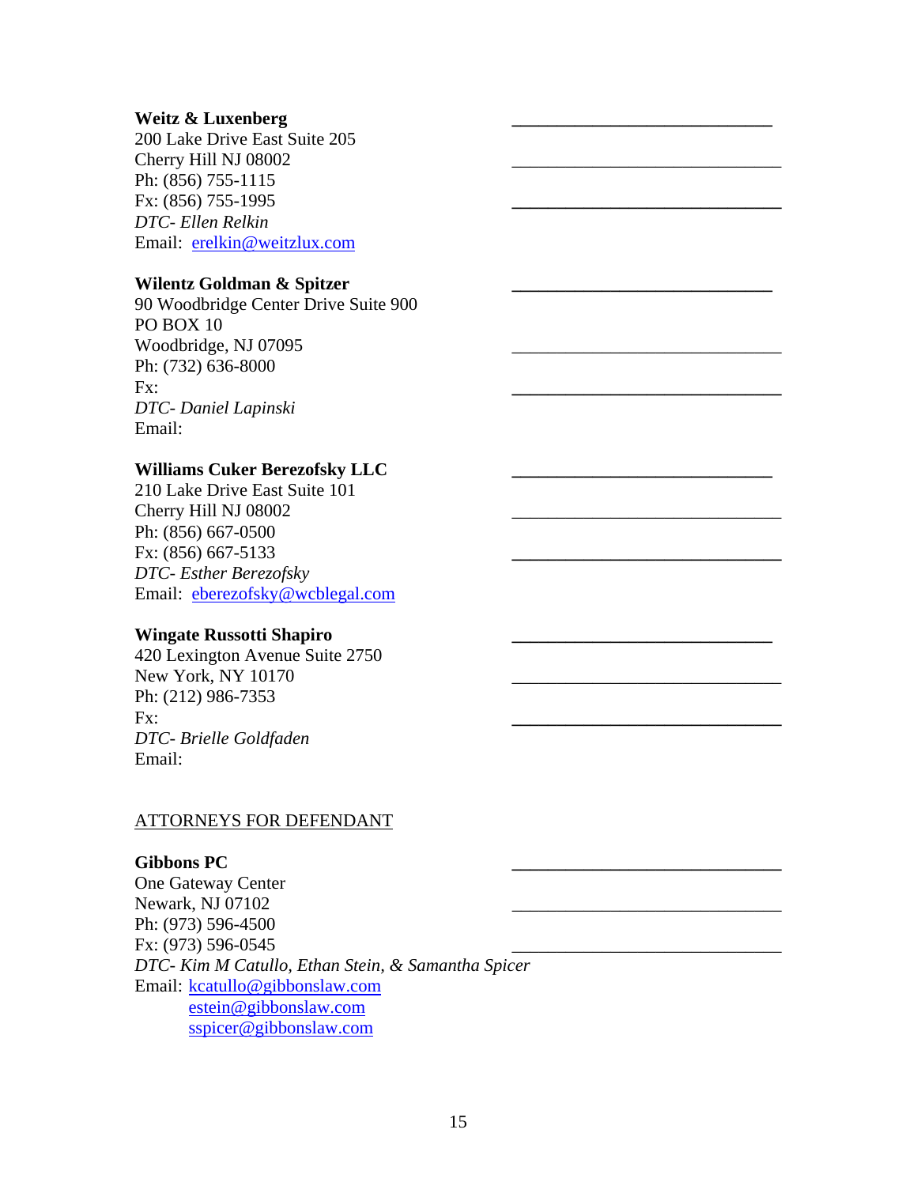**Weitz & Luxenberg**
200 Lake Drive East Suite 205
Cherry Hill NJ 08002
Ph: (856) 755-1115
Fx: (856) 755-1995
*DTC- Ellen Relkin*
Email: erelkin@weitzlux.com

______________________________

______________________________

______________________________

**Wilentz Goldman & Spitzer**
90 Woodbridge Center Drive Suite 900
PO BOX 10
Woodbridge, NJ 07095
Ph: (732) 636-8000
Fx:
*DTC- Daniel Lapinski*
Email:

______________________________

______________________________

______________________________

**Williams Cuker Berezofsky LLC**
210 Lake Drive East Suite 101
Cherry Hill NJ 08002
Ph: (856) 667-0500
Fx: (856) 667-5133
*DTC- Esther Berezofsky*
Email: eberezofsky@wcblegal.com

______________________________

______________________________

______________________________

**Wingate Russotti Shapiro**
420 Lexington Avenue Suite 2750
New York, NY 10170
Ph: (212) 986-7353
Fx:
*DTC- Brielle Goldfaden*
Email:

______________________________

______________________________

______________________________

ATTORNEYS FOR DEFENDANT

**Gibbons PC**
One Gateway Center
Newark, NJ 07102
Ph: (973) 596-4500
Fx: (973) 596-0545
*DTC- Kim M Catullo, Ethan Stein, & Samantha Spicer*
Email: kcatullo@gibbonslaw.com
estein@gibbonslaw.com
sspicer@gibbonslaw.com

______________________________

______________________________

______________________________